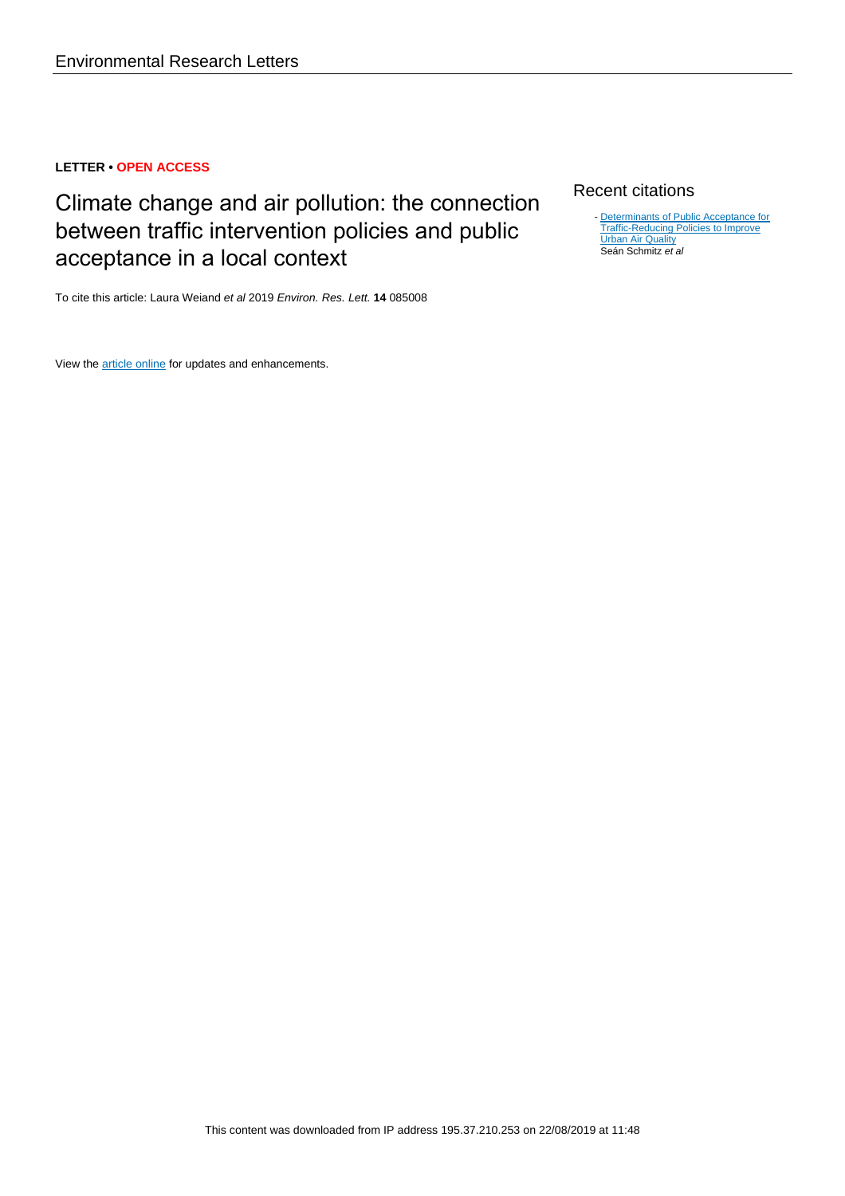Environmental Research Letters

**LETTER • OPEN ACCESS**

# Climate change and air pollution: the connection between traffic intervention policies and public acceptance in a local context

To cite this article: Laura Weiand *et al* 2019 *Environ. Res. Lett.* **14** 085008

View the article online for updates and enhancements.

## Recent citations

- Determinants of Public Acceptance for Traffic-Reducing Policies to Improve Urban Air Quality
  Seán Schmitz *et al*

This content was downloaded from IP address 195.37.210.253 on 22/08/2019 at 11:48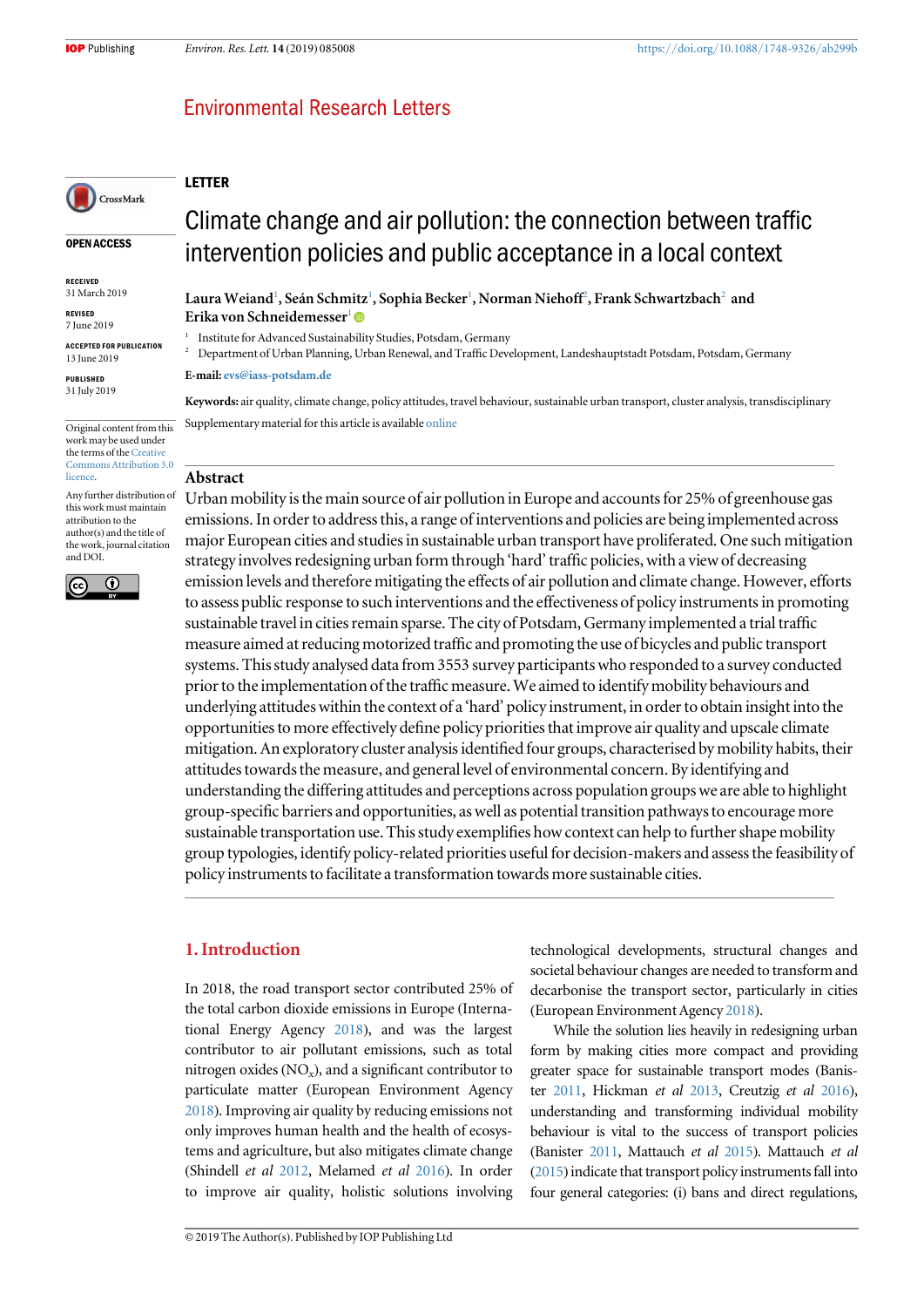## LETTER

# Climate change and air pollution: the connection between traffic intervention policies and public acceptance in a local context

**Laura Weiand**[1], **Seán Schmitz**[1], **Sophia Becker**[1], **Norman Niehoff**[2], **Frank Schwartzbach**[2] and **Erika von Schneidemesser**[1]

[1] Institute for Advanced Sustainability Studies, Potsdam, Germany

[2] Department of Urban Planning, Urban Renewal, and Traffic Development, Landeshauptstadt Potsdam, Potsdam, Germany

**E-mail:** evs@iass-potsdam.de

**Keywords:** air quality, climate change, policy attitudes, travel behaviour, sustainable urban transport, cluster analysis, transdisciplinary

Supplementary material for this article is available online

OPEN ACCESS

RECEIVED
31 March 2019

REVISED
7 June 2019

ACCEPTED FOR PUBLICATION
13 June 2019

PUBLISHED
31 July 2019

Original content from this work may be used under the terms of the Creative Commons Attribution 3.0 licence.

Any further distribution of this work must maintain attribution to the author(s) and the title of the work, journal citation and DOI.

## Abstract

Urban mobility is the main source of air pollution in Europe and accounts for 25% of greenhouse gas emissions. In order to address this, a range of interventions and policies are being implemented across major European cities and studies in sustainable urban transport have proliferated. One such mitigation strategy involves redesigning urban form through 'hard' traffic policies, with a view of decreasing emission levels and therefore mitigating the effects of air pollution and climate change. However, efforts to assess public response to such interventions and the effectiveness of policy instruments in promoting sustainable travel in cities remain sparse. The city of Potsdam, Germany implemented a trial traffic measure aimed at reducing motorized traffic and promoting the use of bicycles and public transport systems. This study analysed data from 3553 survey participants who responded to a survey conducted prior to the implementation of the traffic measure. We aimed to identify mobility behaviours and underlying attitudes within the context of a 'hard' policy instrument, in order to obtain insight into the opportunities to more effectively define policy priorities that improve air quality and upscale climate mitigation. An exploratory cluster analysis identified four groups, characterised by mobility habits, their attitudes towards the measure, and general level of environmental concern. By identifying and understanding the differing attitudes and perceptions across population groups we are able to highlight group-specific barriers and opportunities, as well as potential transition pathways to encourage more sustainable transportation use. This study exemplifies how context can help to further shape mobility group typologies, identify policy-related priorities useful for decision-makers and assess the feasibility of policy instruments to facilitate a transformation towards more sustainable cities.

## 1. Introduction

In 2018, the road transport sector contributed 25% of the total carbon dioxide emissions in Europe (International Energy Agency 2018), and was the largest contributor to air pollutant emissions, such as total nitrogen oxides ($NO_x$), and a significant contributor to particulate matter (European Environment Agency 2018). Improving air quality by reducing emissions not only improves human health and the health of ecosystems and agriculture, but also mitigates climate change (Shindell *et al* 2012, Melamed *et al* 2016). In order to improve air quality, holistic solutions involving technological developments, structural changes and societal behaviour changes are needed to transform and decarbonise the transport sector, particularly in cities (European Environment Agency 2018).

While the solution lies heavily in redesigning urban form by making cities more compact and providing greater space for sustainable transport modes (Banister 2011, Hickman *et al* 2013, Creutzig *et al* 2016), understanding and transforming individual mobility behaviour is vital to the success of transport policies (Banister 2011, Mattauch *et al* 2015). Mattauch *et al* (2015) indicate that transport policy instruments fall into four general categories: (i) bans and direct regulations,

© 2019 The Author(s). Published by IOP Publishing Ltd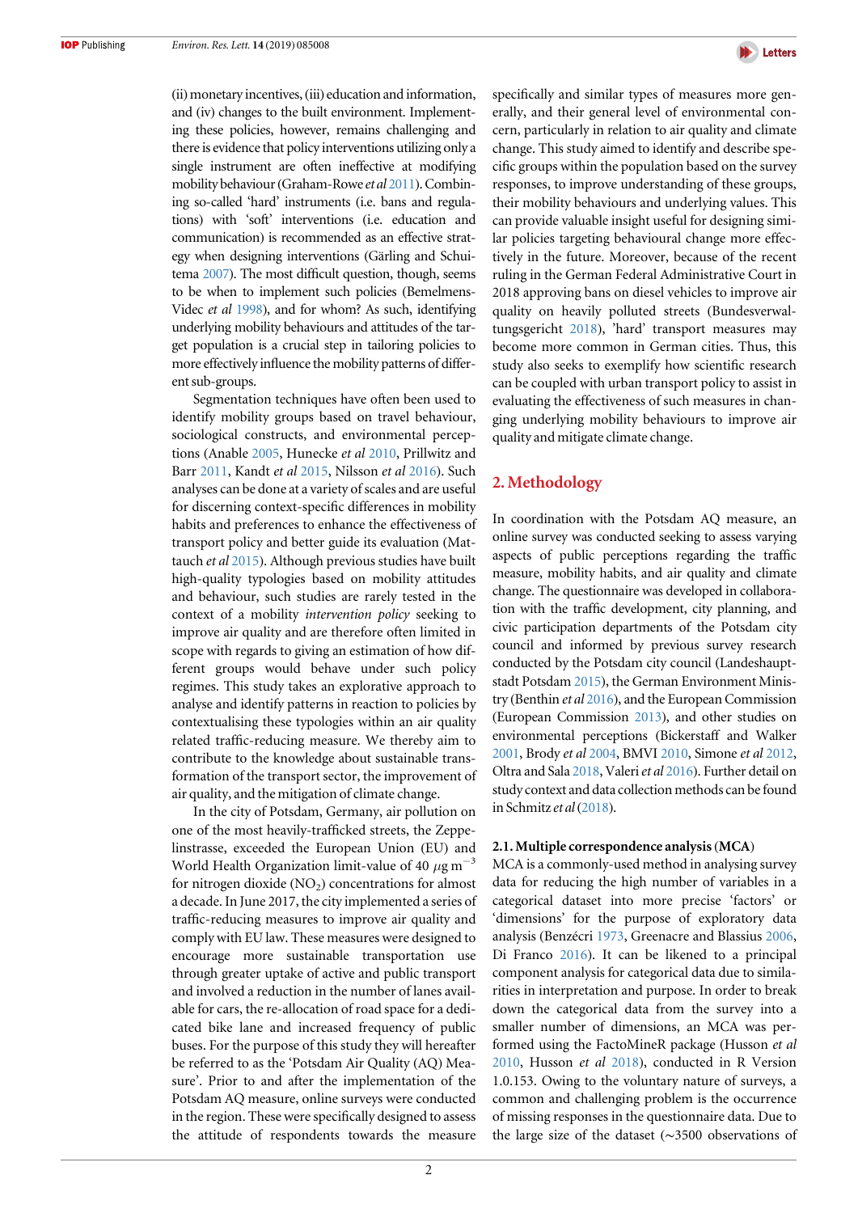(ii) monetary incentives, (iii) education and information, and (iv) changes to the built environment. Implementing these policies, however, remains challenging and there is evidence that policy interventions utilizing only a single instrument are often ineffective at modifying mobility behaviour (Graham-Rowe *et al* 2011). Combining so-called 'hard' instruments (i.e. bans and regulations) with 'soft' interventions (i.e. education and communication) is recommended as an effective strategy when designing interventions (Gärling and Schuitema 2007). The most difficult question, though, seems to be when to implement such policies (Bemelmens-Videc *et al* 1998), and for whom? As such, identifying underlying mobility behaviours and attitudes of the target population is a crucial step in tailoring policies to more effectively influence the mobility patterns of different sub-groups.

Segmentation techniques have often been used to identify mobility groups based on travel behaviour, sociological constructs, and environmental perceptions (Anable 2005, Hunecke *et al* 2010, Prillwitz and Barr 2011, Kandt *et al* 2015, Nilsson *et al* 2016). Such analyses can be done at a variety of scales and are useful for discerning context-specific differences in mobility habits and preferences to enhance the effectiveness of transport policy and better guide its evaluation (Mattauch *et al* 2015). Although previous studies have built high-quality typologies based on mobility attitudes and behaviour, such studies are rarely tested in the context of a mobility *intervention policy* seeking to improve air quality and are therefore often limited in scope with regards to giving an estimation of how different groups would behave under such policy regimes. This study takes an explorative approach to analyse and identify patterns in reaction to policies by contextualising these typologies within an air quality related traffic-reducing measure. We thereby aim to contribute to the knowledge about sustainable transformation of the transport sector, the improvement of air quality, and the mitigation of climate change.

In the city of Potsdam, Germany, air pollution on one of the most heavily-trafficked streets, the Zeppelinstrasse, exceeded the European Union (EU) and World Health Organization limit-value of 40 $\mu g\ m^{-3}$ for nitrogen dioxide ($NO_2$) concentrations for almost a decade. In June 2017, the city implemented a series of traffic-reducing measures to improve air quality and comply with EU law. These measures were designed to encourage more sustainable transportation use through greater uptake of active and public transport and involved a reduction in the number of lanes available for cars, the re-allocation of road space for a dedicated bike lane and increased frequency of public buses. For the purpose of this study they will hereafter be referred to as the 'Potsdam Air Quality (AQ) Measure'. Prior to and after the implementation of the Potsdam AQ measure, online surveys were conducted in the region. These were specifically designed to assess the attitude of respondents towards the measure specifically and similar types of measures more generally, and their general level of environmental concern, particularly in relation to air quality and climate change. This study aimed to identify and describe specific groups within the population based on the survey responses, to improve understanding of these groups, their mobility behaviours and underlying values. This can provide valuable insight useful for designing similar policies targeting behavioural change more effectively in the future. Moreover, because of the recent ruling in the German Federal Administrative Court in 2018 approving bans on diesel vehicles to improve air quality on heavily polluted streets (Bundesverwaltungsgericht 2018), 'hard' transport measures may become more common in German cities. Thus, this study also seeks to exemplify how scientific research can be coupled with urban transport policy to assist in evaluating the effectiveness of such measures in changing underlying mobility behaviours to improve air quality and mitigate climate change.

## 2. Methodology

In coordination with the Potsdam AQ measure, an online survey was conducted seeking to assess varying aspects of public perceptions regarding the traffic measure, mobility habits, and air quality and climate change. The questionnaire was developed in collaboration with the traffic development, city planning, and civic participation departments of the Potsdam city council and informed by previous survey research conducted by the Potsdam city council (Landeshauptstadt Potsdam 2015), the German Environment Ministry (Benthin *et al* 2016), and the European Commission (European Commission 2013), and other studies on environmental perceptions (Bickerstaff and Walker 2001, Brody *et al* 2004, BMVI 2010, Simone *et al* 2012, Oltra and Sala 2018, Valeri *et al* 2016). Further detail on study context and data collection methods can be found in Schmitz *et al* (2018).

### 2.1. Multiple correspondence analysis (MCA)

MCA is a commonly-used method in analysing survey data for reducing the high number of variables in a categorical dataset into more precise 'factors' or 'dimensions' for the purpose of exploratory data analysis (Benzécri 1973, Greenacre and Blassius 2006, Di Franco 2016). It can be likened to a principal component analysis for categorical data due to similarities in interpretation and purpose. In order to break down the categorical data from the survey into a smaller number of dimensions, an MCA was performed using the FactoMineR package (Husson *et al* 2010, Husson *et al* 2018), conducted in R Version 1.0.153. Owing to the voluntary nature of surveys, a common and challenging problem is the occurrence of missing responses in the questionnaire data. Due to the large size of the dataset (~3500 observations of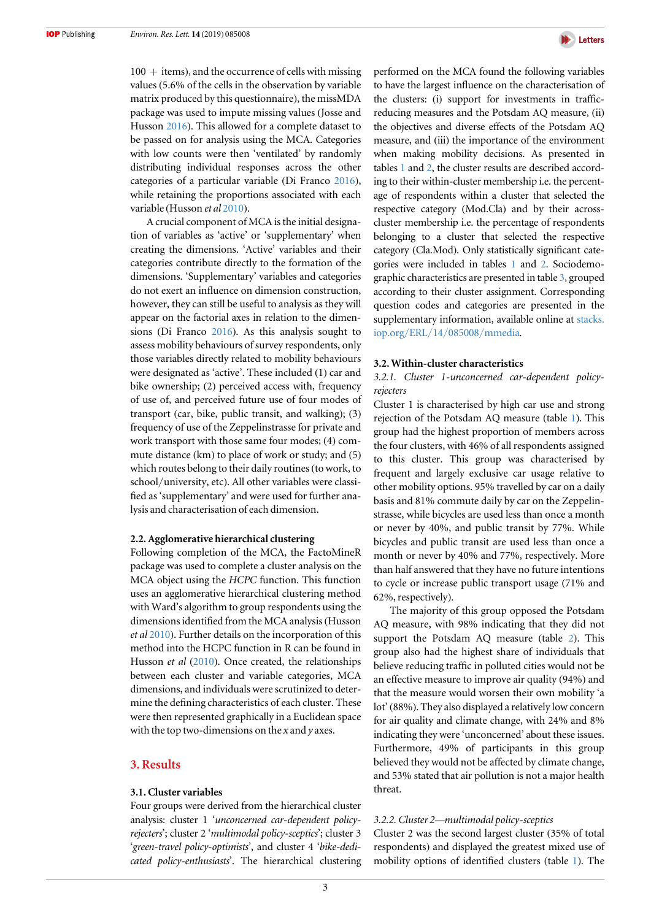100 + items), and the occurrence of cells with missing values (5.6% of the cells in the observation by variable matrix produced by this questionnaire), the missMDA package was used to impute missing values (Josse and Husson 2016). This allowed for a complete dataset to be passed on for analysis using the MCA. Categories with low counts were then 'ventilated' by randomly distributing individual responses across the other categories of a particular variable (Di Franco 2016), while retaining the proportions associated with each variable (Husson *et al* 2010).

A crucial component of MCA is the initial designation of variables as 'active' or 'supplementary' when creating the dimensions. 'Active' variables and their categories contribute directly to the formation of the dimensions. 'Supplementary' variables and categories do not exert an influence on dimension construction, however, they can still be useful to analysis as they will appear on the factorial axes in relation to the dimensions (Di Franco 2016). As this analysis sought to assess mobility behaviours of survey respondents, only those variables directly related to mobility behaviours were designated as 'active'. These included (1) car and bike ownership; (2) perceived access with, frequency of use of, and perceived future use of four modes of transport (car, bike, public transit, and walking); (3) frequency of use of the Zeppelinstrasse for private and work transport with those same four modes; (4) commute distance (km) to place of work or study; and (5) which routes belong to their daily routines (to work, to school/university, etc). All other variables were classified as 'supplementary' and were used for further analysis and characterisation of each dimension.

### 2.2. Agglomerative hierarchical clustering

Following completion of the MCA, the FactoMineR package was used to complete a cluster analysis on the MCA object using the *HCPC* function. This function uses an agglomerative hierarchical clustering method with Ward's algorithm to group respondents using the dimensions identified from the MCA analysis (Husson *et al* 2010). Further details on the incorporation of this method into the HCPC function in R can be found in Husson *et al* (2010). Once created, the relationships between each cluster and variable categories, MCA dimensions, and individuals were scrutinized to determine the defining characteristics of each cluster. These were then represented graphically in a Euclidean space with the top two-dimensions on the *x* and *y* axes.

## 3. Results

### 3.1. Cluster variables

Four groups were derived from the hierarchical cluster analysis: cluster 1 '*unconcerned car-dependent policy-rejecters*'; cluster 2 '*multimodal policy-sceptics*'; cluster 3 '*green-travel policy-optimists*', and cluster 4 '*bike-dedicated policy-enthusiasts*'. The hierarchical clustering performed on the MCA found the following variables to have the largest influence on the characterisation of the clusters: (i) support for investments in traffic-reducing measures and the Potsdam AQ measure, (ii) the objectives and diverse effects of the Potsdam AQ measure, and (iii) the importance of the environment when making mobility decisions. As presented in tables 1 and 2, the cluster results are described according to their within-cluster membership i.e. the percentage of respondents within a cluster that selected the respective category (Mod.Cla) and by their across-cluster membership i.e. the percentage of respondents belonging to a cluster that selected the respective category (Cla.Mod). Only statistically significant categories were included in tables 1 and 2. Sociodemographic characteristics are presented in table 3, grouped according to their cluster assignment. Corresponding question codes and categories are presented in the supplementary information, available online at stacks.iop.org/ERL/14/085008/mmedia.

### 3.2. Within-cluster characteristics

#### 3.2.1. Cluster 1-unconcerned car-dependent policy-rejecters

Cluster 1 is characterised by high car use and strong rejection of the Potsdam AQ measure (table 1). This group had the highest proportion of members across the four clusters, with 46% of all respondents assigned to this cluster. This group was characterised by frequent and largely exclusive car usage relative to other mobility options. 95% travelled by car on a daily basis and 81% commute daily by car on the Zeppelinstrasse, while bicycles are used less than once a month or never by 40%, and public transit by 77%. While bicycles and public transit are used less than once a month or never by 40% and 77%, respectively. More than half answered that they have no future intentions to cycle or increase public transport usage (71% and 62%, respectively).

The majority of this group opposed the Potsdam AQ measure, with 98% indicating that they did not support the Potsdam AQ measure (table 2). This group also had the highest share of individuals that believe reducing traffic in polluted cities would not be an effective measure to improve air quality (94%) and that the measure would worsen their own mobility 'a lot' (88%). They also displayed a relatively low concern for air quality and climate change, with 24% and 8% indicating they were 'unconcerned' about these issues. Furthermore, 49% of participants in this group believed they would not be affected by climate change, and 53% stated that air pollution is not a major health threat.

#### 3.2.2. Cluster 2—multimodal policy-sceptics

Cluster 2 was the second largest cluster (35% of total respondents) and displayed the greatest mixed use of mobility options of identified clusters (table 1). The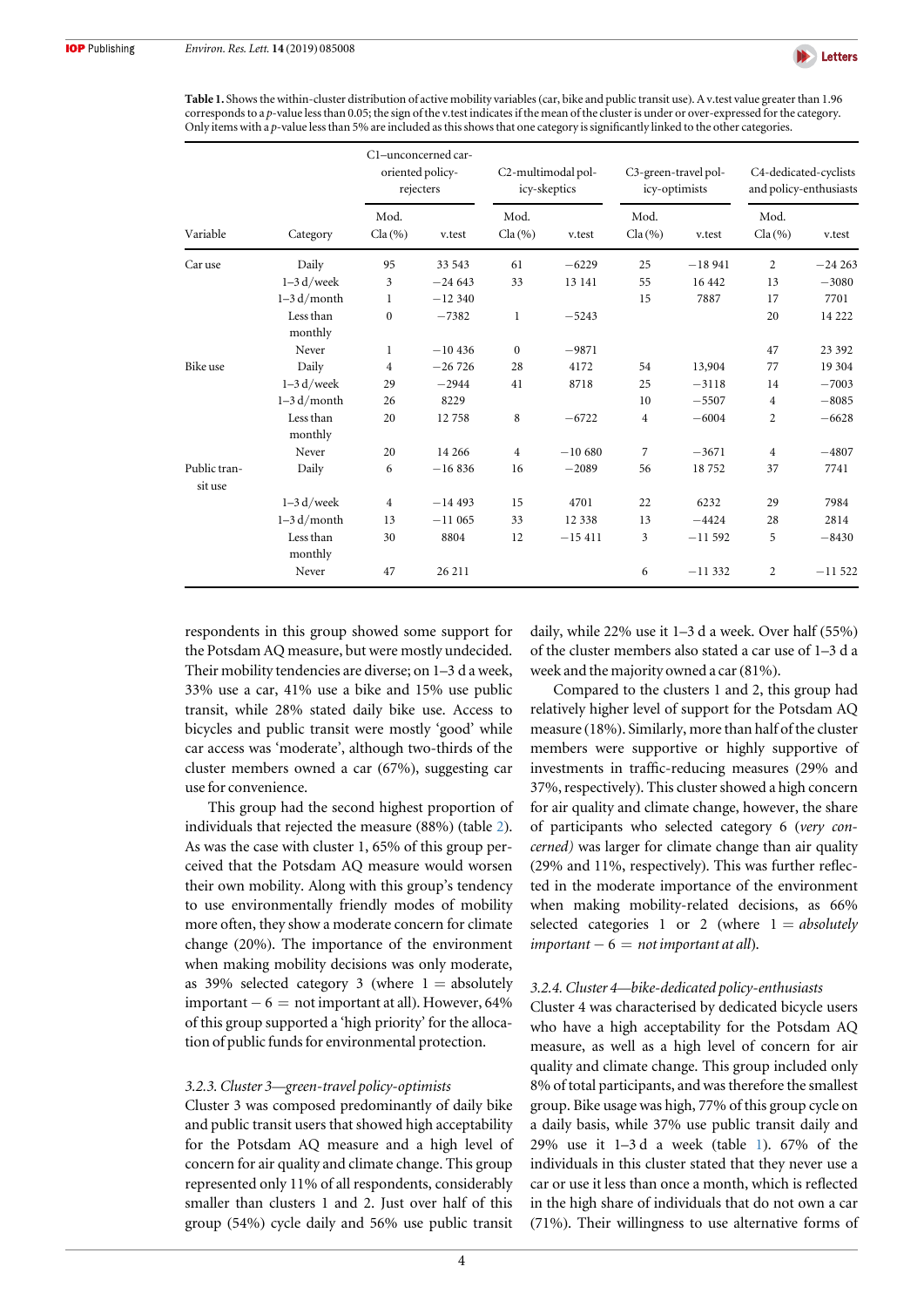**Table 1.** Shows the within-cluster distribution of active mobility variables (car, bike and public transit use). A v.test value greater than 1.96 corresponds to a p-value less than 0.05; the sign of the v.test indicates if the mean of the cluster is under or over-expressed for the category. Only items with a p-value less than 5% are included as this shows that one category is significantly linked to the other categories.

| Variable | Category | C1–unconcerned car-oriented policy-rejecters | | C2-multimodal policy-skeptics | | C3-green-travel policy-optimists | | C4-dedicated-cyclists and policy-enthusiasts | |
|---|---|---|---|---|---|---|---|---|---|
| | | Mod. Cla (%) | v.test | Mod. Cla (%) | v.test | Mod. Cla (%) | v.test | Mod. Cla (%) | v.test |
| Car use | Daily | 95 | 33 543 | 61 | −6229 | 25 | −18 941 | 2 | −24 263 |
| | 1–3 d/week | 3 | −24 643 | 33 | 13 141 | 55 | 16 442 | 13 | −3080 |
| | 1–3 d/month | 1 | −12 340 | | | 15 | 7887 | 17 | 7701 |
| | Less than monthly | 0 | −7382 | 1 | −5243 | | | 20 | 14 222 |
| | Never | 1 | −10 436 | 0 | −9871 | | | 47 | 23 392 |
| Bike use | Daily | 4 | −26 726 | 28 | 4172 | 54 | 13,904 | 77 | 19 304 |
| | 1–3 d/week | 29 | −2944 | 41 | 8718 | 25 | −3118 | 14 | −7003 |
| | 1–3 d/month | 26 | 8229 | | | 10 | −5507 | 4 | −8085 |
| | Less than monthly | 20 | 12 758 | 8 | −6722 | 4 | −6004 | 2 | −6628 |
| | Never | 20 | 14 266 | 4 | −10 680 | 7 | −3671 | 4 | −4807 |
| Public transit use | Daily | 6 | −16 836 | 16 | −2089 | 56 | 18 752 | 37 | 7741 |
| | 1–3 d/week | 4 | −14 493 | 15 | 4701 | 22 | 6232 | 29 | 7984 |
| | 1–3 d/month | 13 | −11 065 | 33 | 12 338 | 13 | −4424 | 28 | 2814 |
| | Less than monthly | 30 | 8804 | 12 | −15 411 | 3 | −11 592 | 5 | −8430 |
| | Never | 47 | 26 211 | | | 6 | −11 332 | 2 | −11 522 |

respondents in this group showed some support for the Potsdam AQ measure, but were mostly undecided. Their mobility tendencies are diverse; on 1–3 d a week, 33% use a car, 41% use a bike and 15% use public transit, while 28% stated daily bike use. Access to bicycles and public transit were mostly 'good' while car access was 'moderate', although two-thirds of the cluster members owned a car (67%), suggesting car use for convenience.

This group had the second highest proportion of individuals that rejected the measure (88%) (table 2). As was the case with cluster 1, 65% of this group perceived that the Potsdam AQ measure would worsen their own mobility. Along with this group's tendency to use environmentally friendly modes of mobility more often, they show a moderate concern for climate change (20%). The importance of the environment when making mobility decisions was only moderate, as 39% selected category 3 (where 1 = absolutely important − 6 = not important at all). However, 64% of this group supported a 'high priority' for the allocation of public funds for environmental protection.

### 3.2.3. Cluster 3—green-travel policy-optimists

Cluster 3 was composed predominantly of daily bike and public transit users that showed high acceptability for the Potsdam AQ measure and a high level of concern for air quality and climate change. This group represented only 11% of all respondents, considerably smaller than clusters 1 and 2. Just over half of this group (54%) cycle daily and 56% use public transit daily, while 22% use it 1–3 d a week. Over half (55%) of the cluster members also stated a car use of 1–3 d a week and the majority owned a car (81%).

Compared to the clusters 1 and 2, this group had relatively higher level of support for the Potsdam AQ measure (18%). Similarly, more than half of the cluster members were supportive or highly supportive of investments in traffic-reducing measures (29% and 37%, respectively). This cluster showed a high concern for air quality and climate change, however, the share of participants who selected category 6 (*very concerned)* was larger for climate change than air quality (29% and 11%, respectively). This was further reflected in the moderate importance of the environment when making mobility-related decisions, as 66% selected categories 1 or 2 (where 1 = *absolutely important* − 6 = *not important at all*).

### 3.2.4. Cluster 4—bike-dedicated policy-enthusiasts

Cluster 4 was characterised by dedicated bicycle users who have a high acceptability for the Potsdam AQ measure, as well as a high level of concern for air quality and climate change. This group included only 8% of total participants, and was therefore the smallest group. Bike usage was high, 77% of this group cycle on a daily basis, while 37% use public transit daily and 29% use it 1–3 d a week (table 1). 67% of the individuals in this cluster stated that they never use a car or use it less than once a month, which is reflected in the high share of individuals that do not own a car (71%). Their willingness to use alternative forms of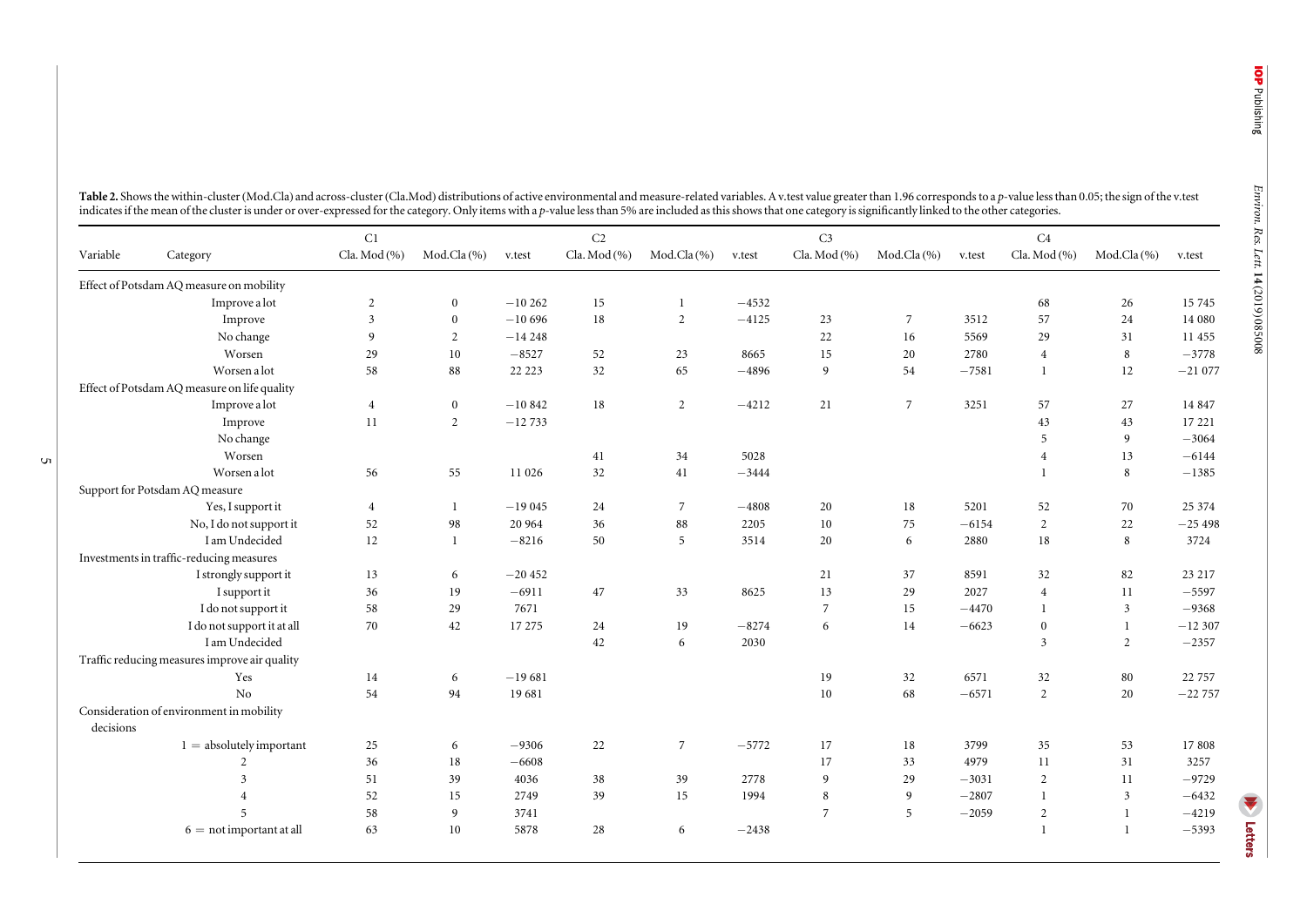**Table 2.** Shows the within-cluster (Mod.Cla) and across-cluster (Cla.Mod) distributions of active environmental and measure-related variables. A v.test value greater than 1.96 corresponds to a $p$-value less than 0.05; the sign of the v.test indicates if the mean of the cluster is under or over-expressed for the category. Only items with a $p$-value less than 5% are included as this shows that one category is significantly linked to the other categories.

| Variable | Category | C1 Cla. Mod (%) | C1 Mod.Cla (%) | C1 v.test | C2 Cla. Mod (%) | C2 Mod.Cla (%) | C2 v.test | C3 Cla. Mod (%) | C3 Mod.Cla (%) | C3 v.test | C4 Cla. Mod (%) | C4 Mod.Cla (%) | C4 v.test |
|---|---|---|---|---|---|---|---|---|---|---|---|---|---|
| Effect of Potsdam AQ measure on mobility | | | | | | | | | | | | | |
| | Improve a lot | 2 | 0 | −10 262 | 15 | 1 | −4532 | | | | 68 | 26 | 15 745 |
| | Improve | 3 | 0 | −10 696 | 18 | 2 | −4125 | 23 | 7 | 3512 | 57 | 24 | 14 080 |
| | No change | 9 | 2 | −14 248 | | | | 22 | 16 | 5569 | 29 | 31 | 11 455 |
| | Worsen | 29 | 10 | −8527 | 52 | 23 | 8665 | 15 | 20 | 2780 | 4 | 8 | −3778 |
| | Worsen a lot | 58 | 88 | 22 223 | 32 | 65 | −4896 | 9 | 54 | −7581 | 1 | 12 | −21 077 |
| Effect of Potsdam AQ measure on life quality | | | | | | | | | | | | | |
| | Improve a lot | 4 | 0 | −10 842 | 18 | 2 | −4212 | 21 | 7 | 3251 | 57 | 27 | 14 847 |
| | Improve | 11 | 2 | −12 733 | | | | | | | 43 | 43 | 17 221 |
| | No change | | | | | | | | | | 5 | 9 | −3064 |
| | Worsen | | | | 41 | 34 | 5028 | | | | 4 | 13 | −6144 |
| | Worsen a lot | 56 | 55 | 11 026 | 32 | 41 | −3444 | | | | 1 | 8 | −1385 |
| Support for Potsdam AQ measure | | | | | | | | | | | | | |
| | Yes, I support it | 4 | 1 | −19 045 | 24 | 7 | −4808 | 20 | 18 | 5201 | 52 | 70 | 25 374 |
| | No, I do not support it | 52 | 98 | 20 964 | 36 | 88 | 2205 | 10 | 75 | −6154 | 2 | 22 | −25 498 |
| | I am Undecided | 12 | 1 | −8216 | 50 | 5 | 3514 | 20 | 6 | 2880 | 18 | 8 | 3724 |
| Investments in traffic-reducing measures | | | | | | | | | | | | | |
| | I strongly support it | 13 | 6 | −20 452 | | | | 21 | 37 | 8591 | 32 | 82 | 23 217 |
| | I support it | 36 | 19 | −6911 | 47 | 33 | 8625 | 13 | 29 | 2027 | 4 | 11 | −5597 |
| | I do not support it | 58 | 29 | 7671 | | | | 7 | 15 | −4470 | 1 | 3 | −9368 |
| | I do not support it at all | 70 | 42 | 17 275 | 24 | 19 | −8274 | 6 | 14 | −6623 | 0 | 1 | −12 307 |
| | I am Undecided | | | | 42 | 6 | 2030 | | | | 3 | 2 | −2357 |
| Traffic reducing measures improve air quality | | | | | | | | | | | | | |
| | Yes | 14 | 6 | −19 681 | | | | 19 | 32 | 6571 | 32 | 80 | 22 757 |
| | No | 54 | 94 | 19 681 | | | | 10 | 68 | −6571 | 2 | 20 | −22 757 |
| Consideration of environment in mobility decisions | | | | | | | | | | | | | |
| | 1 = absolutely important | 25 | 6 | −9306 | 22 | 7 | −5772 | 17 | 18 | 3799 | 35 | 53 | 17 808 |
| | 2 | 36 | 18 | −6608 | | | | 17 | 33 | 4979 | 11 | 31 | 3257 |
| | 3 | 51 | 39 | 4036 | 38 | 39 | 2778 | 9 | 29 | −3031 | 2 | 11 | −9729 |
| | 4 | 52 | 15 | 2749 | 39 | 15 | 1994 | 8 | 9 | −2807 | 1 | 3 | −6432 |
| | 5 | 58 | 9 | 3741 | | | | 7 | 5 | −2059 | 2 | 1 | −4219 |
| | 6 = not important at all | 63 | 10 | 5878 | 28 | 6 | −2438 | | | | 1 | 1 | −5393 |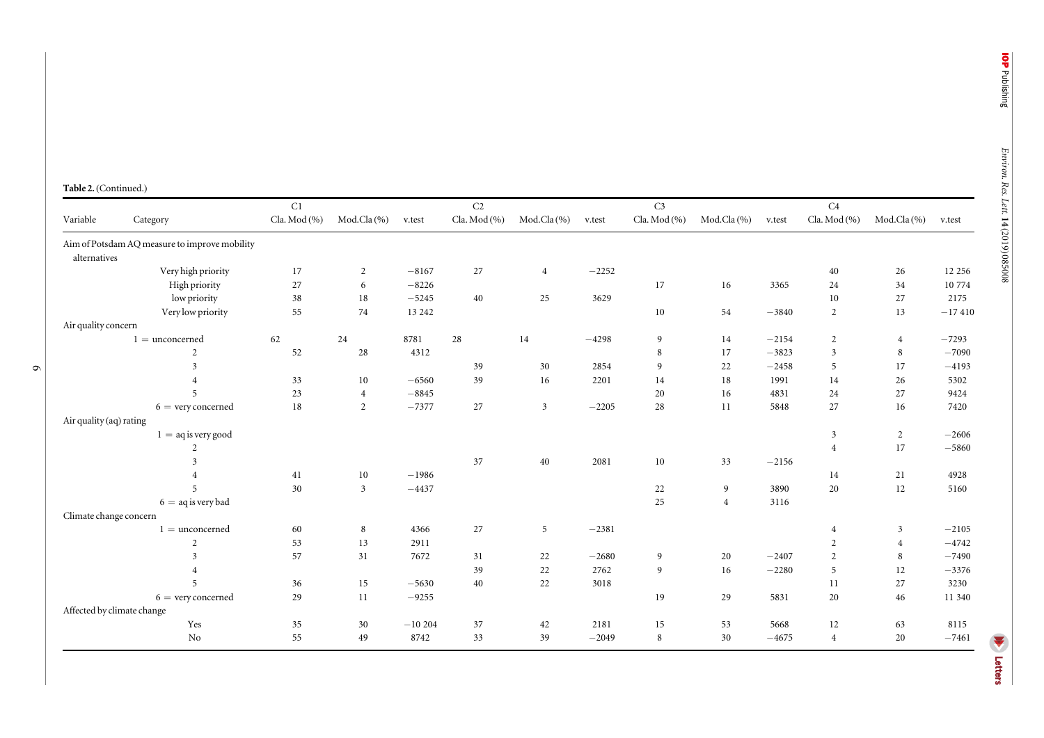**Table 2.** (Continued.)

| Variable | Category | C1 Cla. Mod (%) | C1 Mod.Cla (%) | C1 v.test | C2 Cla. Mod (%) | C2 Mod.Cla (%) | C2 v.test | C3 Cla. Mod (%) | C3 Mod.Cla (%) | C3 v.test | C4 Cla. Mod (%) | C4 Mod.Cla (%) | C4 v.test |
|---|---|---|---|---|---|---|---|---|---|---|---|---|---|
| Aim of Potsdam AQ measure to improve mobility alternatives | | | | | | | | | | | | | |
| | Very high priority | 17 | 2 | −8167 | 27 | 4 | −2252 | | | | 40 | 26 | 12 256 |
| | High priority | 27 | 6 | −8226 | | | | 17 | 16 | 3365 | 24 | 34 | 10 774 |
| | low priority | 38 | 18 | −5245 | 40 | 25 | 3629 | | | | 10 | 27 | 2175 |
| | Very low priority | 55 | 74 | 13 242 | | | | 10 | 54 | −3840 | 2 | 13 | −17 410 |
| Air quality concern | | | | | | | | | | | | | |
| | 1 = unconcerned | 62 | 24 | 8781 | 28 | 14 | −4298 | 9 | 14 | −2154 | 2 | 4 | −7293 |
| | 2 | 52 | 28 | 4312 | | | | 8 | 17 | −3823 | 3 | 8 | −7090 |
| | 3 | | | | 39 | 30 | 2854 | 9 | 22 | −2458 | 5 | 17 | −4193 |
| | 4 | 33 | 10 | −6560 | 39 | 16 | 2201 | 14 | 18 | 1991 | 14 | 26 | 5302 |
| | 5 | 23 | 4 | −8845 | | | | 20 | 16 | 4831 | 24 | 27 | 9424 |
| | 6 = very concerned | 18 | 2 | −7377 | 27 | 3 | −2205 | 28 | 11 | 5848 | 27 | 16 | 7420 |
| Air quality (aq) rating | | | | | | | | | | | | | |
| | 1 = aq is very good | | | | | | | | | | 3 | 2 | −2606 |
| | 2 | | | | | | | | | | 4 | 17 | −5860 |
| | 3 | | | | 37 | 40 | 2081 | 10 | 33 | −2156 | | | |
| | 4 | 41 | 10 | −1986 | | | | | | | 14 | 21 | 4928 |
| | 5 | 30 | 3 | −4437 | | | | 22 | 9 | 3890 | 20 | 12 | 5160 |
| | 6 = aq is very bad | | | | | | | 25 | 4 | 3116 | | | |
| Climate change concern | | | | | | | | | | | | | |
| | 1 = unconcerned | 60 | 8 | 4366 | 27 | 5 | −2381 | | | | 4 | 3 | −2105 |
| | 2 | 53 | 13 | 2911 | | | | | | | 2 | 4 | −4742 |
| | 3 | 57 | 31 | 7672 | 31 | 22 | −2680 | 9 | 20 | −2407 | 2 | 8 | −7490 |
| | 4 | | | | 39 | 22 | 2762 | 9 | 16 | −2280 | 5 | 12 | −3376 |
| | 5 | 36 | 15 | −5630 | 40 | 22 | 3018 | | | | 11 | 27 | 3230 |
| | 6 = very concerned | 29 | 11 | −9255 | | | | 19 | 29 | 5831 | 20 | 46 | 11 340 |
| Affected by climate change | | | | | | | | | | | | | |
| | Yes | 35 | 30 | −10 204 | 37 | 42 | 2181 | 15 | 53 | 5668 | 12 | 63 | 8115 |
| | No | 55 | 49 | 8742 | 33 | 39 | −2049 | 8 | 30 | −4675 | 4 | 20 | −7461 |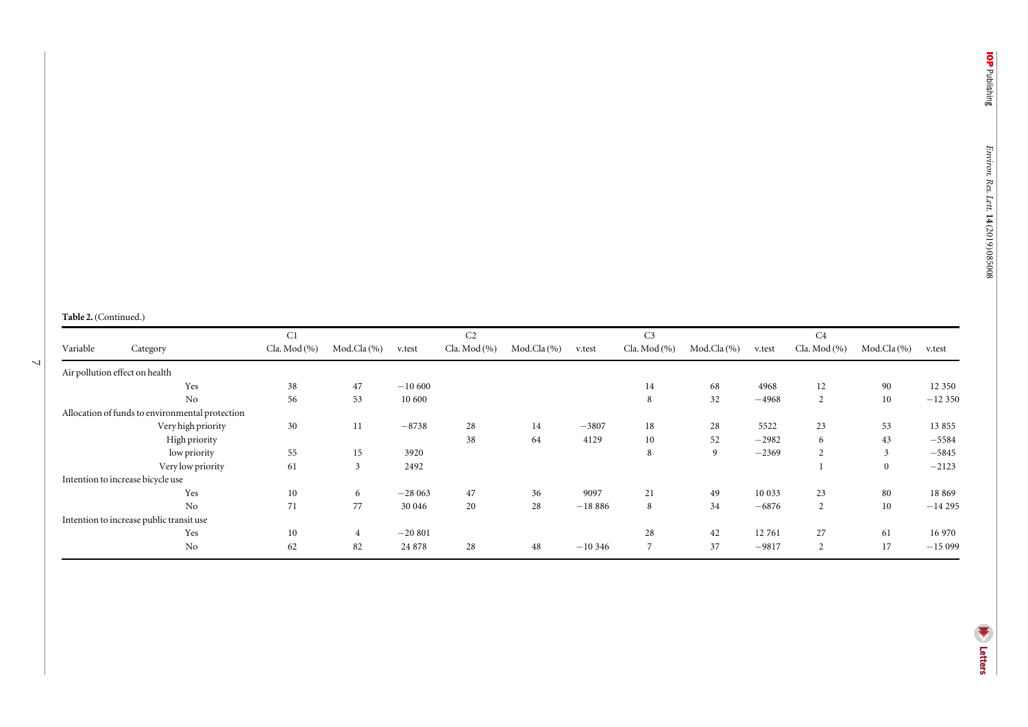**Table 2.** (Continued.)

| Variable | Category | C1 Cla. Mod (%) | C1 Mod.Cla (%) | C1 v.test | C2 Cla. Mod (%) | C2 Mod.Cla (%) | C2 v.test | C3 Cla. Mod (%) | C3 Mod.Cla (%) | C3 v.test | C4 Cla. Mod (%) | C4 Mod.Cla (%) | C4 v.test |
|---|---|---|---|---|---|---|---|---|---|---|---|---|---|
| Air pollution effect on health | | | | | | | | | | | | | |
| | Yes | 38 | 47 | −10 600 | | | | 14 | 68 | 4968 | 12 | 90 | 12 350 |
| | No | 56 | 53 | 10 600 | | | | 8 | 32 | −4968 | 2 | 10 | −12 350 |
| Allocation of funds to environmental protection | | | | | | | | | | | | | |
| | Very high priority | 30 | 11 | −8738 | 28 | 14 | −3807 | 18 | 28 | 5522 | 23 | 53 | 13 855 |
| | High priority | | | | 38 | 64 | 4129 | 10 | 52 | −2982 | 6 | 43 | −5584 |
| | low priority | 55 | 15 | 3920 | | | | 8 | 9 | −2369 | 2 | 3 | −5845 |
| | Very low priority | 61 | 3 | 2492 | | | | | | | 1 | 0 | −2123 |
| Intention to increase bicycle use | | | | | | | | | | | | | |
| | Yes | 10 | 6 | −28 063 | 47 | 36 | 9097 | 21 | 49 | 10 033 | 23 | 80 | 18 869 |
| | No | 71 | 77 | 30 046 | 20 | 28 | −18 886 | 8 | 34 | −6876 | 2 | 10 | −14 295 |
| Intention to increase public transit use | | | | | | | | | | | | | |
| | Yes | 10 | 4 | −20 801 | | | | 28 | 42 | 12 761 | 27 | 61 | 16 970 |
| | No | 62 | 82 | 24 878 | 28 | 48 | −10 346 | 7 | 37 | −9817 | 2 | 17 | −15 099 |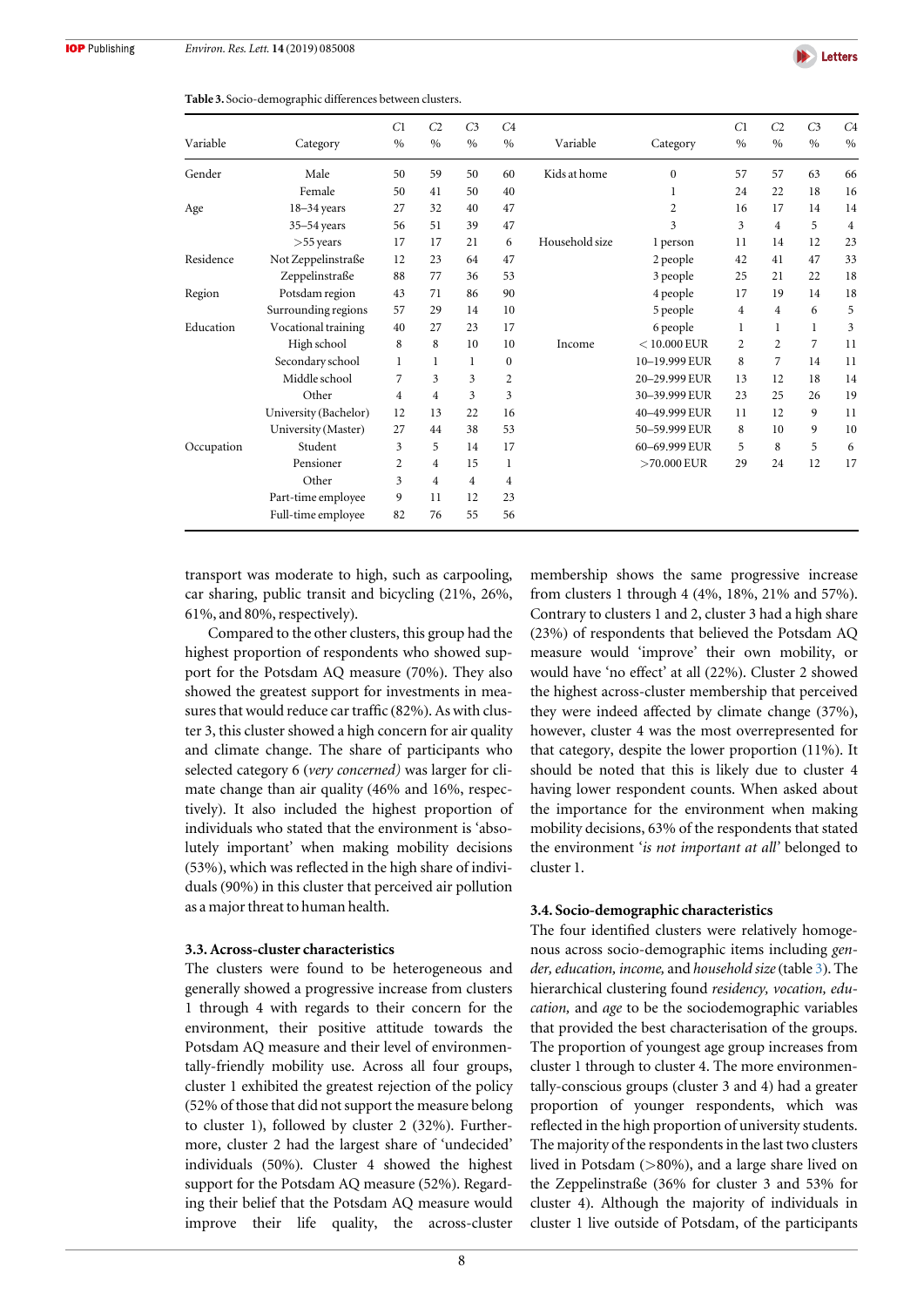**Table 3.** Socio-demographic differences between clusters.

| Variable | Category | C1 % | C2 % | C3 % | C4 % | Variable | Category | C1 % | C2 % | C3 % | C4 % |
|---|---|---|---|---|---|---|---|---|---|---|---|
| Gender | Male | 50 | 59 | 50 | 60 | Kids at home | 0 | 57 | 57 | 63 | 66 |
| | Female | 50 | 41 | 50 | 40 | | 1 | 24 | 22 | 18 | 16 |
| Age | 18–34 years | 27 | 32 | 40 | 47 | | 2 | 16 | 17 | 14 | 14 |
| | 35–54 years | 56 | 51 | 39 | 47 | | 3 | 3 | 4 | 5 | 4 |
| | >55 years | 17 | 17 | 21 | 6 | Household size | 1 person | 11 | 14 | 12 | 23 |
| Residence | Not Zeppelinstraße | 12 | 23 | 64 | 47 | | 2 people | 42 | 41 | 47 | 33 |
| | Zeppelinstraße | 88 | 77 | 36 | 53 | | 3 people | 25 | 21 | 22 | 18 |
| Region | Potsdam region | 43 | 71 | 86 | 90 | | 4 people | 17 | 19 | 14 | 18 |
| | Surrounding regions | 57 | 29 | 14 | 10 | | 5 people | 4 | 4 | 6 | 5 |
| Education | Vocational training | 40 | 27 | 23 | 17 | | 6 people | 1 | 1 | 1 | 3 |
| | High school | 8 | 8 | 10 | 10 | Income | < 10.000 EUR | 2 | 2 | 7 | 11 |
| | Secondary school | 1 | 1 | 1 | 0 | | 10–19.999 EUR | 8 | 7 | 14 | 11 |
| | Middle school | 7 | 3 | 3 | 2 | | 20–29.999 EUR | 13 | 12 | 18 | 14 |
| | Other | 4 | 4 | 3 | 3 | | 30–39.999 EUR | 23 | 25 | 26 | 19 |
| | University (Bachelor) | 12 | 13 | 22 | 16 | | 40–49.999 EUR | 11 | 12 | 9 | 11 |
| | University (Master) | 27 | 44 | 38 | 53 | | 50–59.999 EUR | 8 | 10 | 9 | 10 |
| Occupation | Student | 3 | 5 | 14 | 17 | | 60–69.999 EUR | 5 | 8 | 5 | 6 |
| | Pensioner | 2 | 4 | 15 | 1 | | >70.000 EUR | 29 | 24 | 12 | 17 |
| | Other | 3 | 4 | 4 | 4 | | | | | | |
| | Part-time employee | 9 | 11 | 12 | 23 | | | | | | |
| | Full-time employee | 82 | 76 | 55 | 56 | | | | | | |

transport was moderate to high, such as carpooling, car sharing, public transit and bicycling (21%, 26%, 61%, and 80%, respectively).

Compared to the other clusters, this group had the highest proportion of respondents who showed support for the Potsdam AQ measure (70%). They also showed the greatest support for investments in measures that would reduce car traffic (82%). As with cluster 3, this cluster showed a high concern for air quality and climate change. The share of participants who selected category 6 (*very concerned)* was larger for climate change than air quality (46% and 16%, respectively). It also included the highest proportion of individuals who stated that the environment is 'absolutely important' when making mobility decisions (53%), which was reflected in the high share of individuals (90%) in this cluster that perceived air pollution as a major threat to human health.

### 3.3. Across-cluster characteristics

The clusters were found to be heterogeneous and generally showed a progressive increase from clusters 1 through 4 with regards to their concern for the environment, their positive attitude towards the Potsdam AQ measure and their level of environmentally-friendly mobility use. Across all four groups, cluster 1 exhibited the greatest rejection of the policy (52% of those that did not support the measure belong to cluster 1), followed by cluster 2 (32%). Furthermore, cluster 2 had the largest share of 'undecided' individuals (50%). Cluster 4 showed the highest support for the Potsdam AQ measure (52%). Regarding their belief that the Potsdam AQ measure would improve their life quality, the across-cluster membership shows the same progressive increase from clusters 1 through 4 (4%, 18%, 21% and 57%). Contrary to clusters 1 and 2, cluster 3 had a high share (23%) of respondents that believed the Potsdam AQ measure would 'improve' their own mobility, or would have 'no effect' at all (22%). Cluster 2 showed the highest across-cluster membership that perceived they were indeed affected by climate change (37%), however, cluster 4 was the most overrepresented for that category, despite the lower proportion (11%). It should be noted that this is likely due to cluster 4 having lower respondent counts. When asked about the importance for the environment when making mobility decisions, 63% of the respondents that stated the environment '*is not important at all'* belonged to cluster 1.

### 3.4. Socio-demographic characteristics

The four identified clusters were relatively homogenous across socio-demographic items including *gender, education, income,* and *household size* (table 3). The hierarchical clustering found *residency, vocation, education,* and *age* to be the sociodemographic variables that provided the best characterisation of the groups. The proportion of youngest age group increases from cluster 1 through to cluster 4. The more environmentally-conscious groups (cluster 3 and 4) had a greater proportion of younger respondents, which was reflected in the high proportion of university students. The majority of the respondents in the last two clusters lived in Potsdam (>80%), and a large share lived on the Zeppelinstraße (36% for cluster 3 and 53% for cluster 4). Although the majority of individuals in cluster 1 live outside of Potsdam, of the participants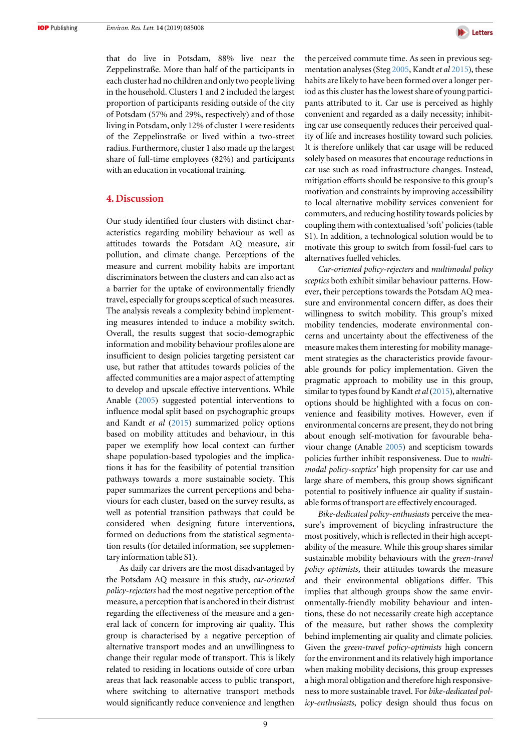that do live in Potsdam, 88% live near the Zeppelinstraße. More than half of the participants in each cluster had no children and only two people living in the household. Clusters 1 and 2 included the largest proportion of participants residing outside of the city of Potsdam (57% and 29%, respectively) and of those living in Potsdam, only 12% of cluster 1 were residents of the Zeppelinstraße or lived within a two-street radius. Furthermore, cluster 1 also made up the largest share of full-time employees (82%) and participants with an education in vocational training.

## 4. Discussion

Our study identified four clusters with distinct characteristics regarding mobility behaviour as well as attitudes towards the Potsdam AQ measure, air pollution, and climate change. Perceptions of the measure and current mobility habits are important discriminators between the clusters and can also act as a barrier for the uptake of environmentally friendly travel, especially for groups sceptical of such measures. The analysis reveals a complexity behind implementing measures intended to induce a mobility switch. Overall, the results suggest that socio-demographic information and mobility behaviour profiles alone are insufficient to design policies targeting persistent car use, but rather that attitudes towards policies of the affected communities are a major aspect of attempting to develop and upscale effective interventions. While Anable (2005) suggested potential interventions to influence modal split based on psychographic groups and Kandt *et al* (2015) summarized policy options based on mobility attitudes and behaviour, in this paper we exemplify how local context can further shape population-based typologies and the implications it has for the feasibility of potential transition pathways towards a more sustainable society. This paper summarizes the current perceptions and behaviours for each cluster, based on the survey results, as well as potential transition pathways that could be considered when designing future interventions, formed on deductions from the statistical segmentation results (for detailed information, see supplementary information table S1).

As daily car drivers are the most disadvantaged by the Potsdam AQ measure in this study, *car-oriented policy-rejecters* had the most negative perception of the measure, a perception that is anchored in their distrust regarding the effectiveness of the measure and a general lack of concern for improving air quality. This group is characterised by a negative perception of alternative transport modes and an unwillingness to change their regular mode of transport. This is likely related to residing in locations outside of core urban areas that lack reasonable access to public transport, where switching to alternative transport methods would significantly reduce convenience and lengthen the perceived commute time. As seen in previous segmentation analyses (Steg 2005, Kandt *et al* 2015), these habits are likely to have been formed over a longer period as this cluster has the lowest share of young participants attributed to it. Car use is perceived as highly convenient and regarded as a daily necessity; inhibiting car use consequently reduces their perceived quality of life and increases hostility toward such policies. It is therefore unlikely that car usage will be reduced solely based on measures that encourage reductions in car use such as road infrastructure changes. Instead, mitigation efforts should be responsive to this group's motivation and constraints by improving accessibility to local alternative mobility services convenient for commuters, and reducing hostility towards policies by coupling them with contextualised 'soft' policies (table S1). In addition, a technological solution would be to motivate this group to switch from fossil-fuel cars to alternatives fuelled vehicles.

*Car-oriented policy-rejecters* and *multimodal policy sceptics* both exhibit similar behaviour patterns. However, their perceptions towards the Potsdam AQ measure and environmental concern differ, as does their willingness to switch mobility. This group's mixed mobility tendencies, moderate environmental concerns and uncertainty about the effectiveness of the measure makes them interesting for mobility management strategies as the characteristics provide favourable grounds for policy implementation. Given the pragmatic approach to mobility use in this group, similar to types found by Kandt *et al* (2015), alternative options should be highlighted with a focus on convenience and feasibility motives. However, even if environmental concerns are present, they do not bring about enough self-motivation for favourable behaviour change (Anable 2005) and scepticism towards policies further inhibit responsiveness. Due to *multimodal policy-sceptics'* high propensity for car use and large share of members, this group shows significant potential to positively influence air quality if sustainable forms of transport are effectively encouraged.

*Bike-dedicated policy-enthusiasts* perceive the measure's improvement of bicycling infrastructure the most positively, which is reflected in their high acceptability of the measure. While this group shares similar sustainable mobility behaviours with the *green-travel policy optimists*, their attitudes towards the measure and their environmental obligations differ. This implies that although groups show the same environmentally-friendly mobility behaviour and intentions, these do not necessarily create high acceptance of the measure, but rather shows the complexity behind implementing air quality and climate policies. Given the *green-travel policy-optimists* high concern for the environment and its relatively high importance when making mobility decisions, this group expresses a high moral obligation and therefore high responsiveness to more sustainable travel. For *bike-dedicated policy-enthusiasts*, policy design should thus focus on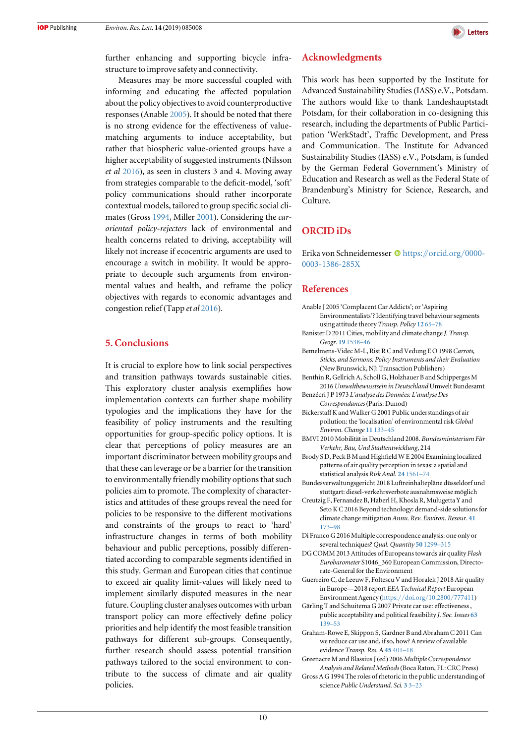further enhancing and supporting bicycle infrastructure to improve safety and connectivity.

Measures may be more successful coupled with informing and educating the affected population about the policy objectives to avoid counterproductive responses (Anable 2005). It should be noted that there is no strong evidence for the effectiveness of value-matching arguments to induce acceptability, but rather that biospheric value-oriented groups have a higher acceptability of suggested instruments (Nilsson *et al* 2016), as seen in clusters 3 and 4. Moving away from strategies comparable to the deficit-model, 'soft' policy communications should rather incorporate contextual models, tailored to group specific social climates (Gross 1994, Miller 2001). Considering the *car-oriented policy-rejecters* lack of environmental and health concerns related to driving, acceptability will likely not increase if ecocentric arguments are used to encourage a switch in mobility. It would be appropriate to decouple such arguments from environmental values and health, and reframe the policy objectives with regards to economic advantages and congestion relief (Tapp *et al* 2016).

## 5. Conclusions

It is crucial to explore how to link social perspectives and transition pathways towards sustainable cities. This exploratory cluster analysis exemplifies how implementation contexts can further shape mobility typologies and the implications they have for the feasibility of policy instruments and the resulting opportunities for group-specific policy options. It is clear that perceptions of policy measures are an important discriminator between mobility groups and that these can leverage or be a barrier for the transition to environmentally friendly mobility options that such policies aim to promote. The complexity of characteristics and attitudes of these groups reveal the need for policies to be responsive to the different motivations and constraints of the groups to react to 'hard' infrastructure changes in terms of both mobility behaviour and public perceptions, possibly differentiated according to comparable segments identified in this study. German and European cities that continue to exceed air quality limit-values will likely need to implement similarly disputed measures in the near future. Coupling cluster analyses outcomes with urban transport policy can more effectively define policy priorities and help identify the most feasible transition pathways for different sub-groups. Consequently, further research should assess potential transition pathways tailored to the social environment to contribute to the success of climate and air quality policies.

## Acknowledgments

This work has been supported by the Institute for Advanced Sustainability Studies (IASS) e.V., Potsdam. The authors would like to thank Landeshauptstadt Potsdam, for their collaboration in co-designing this research, including the departments of Public Participation 'WerkStadt', Traffic Development, and Press and Communication. The Institute for Advanced Sustainability Studies (IASS) e.V., Potsdam, is funded by the German Federal Government's Ministry of Education and Research as well as the Federal State of Brandenburg's Ministry for Science, Research, and Culture.

## ORCID iDs

Erika von Schneidemesser https://orcid.org/0000-0003-1386-285X

## References

Anable J 2005 'Complacent Car Addicts'; or 'Aspiring Environmentalists'? Identifying travel behaviour segments using attitude theory *Transp. Policy* **12** 65–78

Banister D 2011 Cities, mobility and climate change *J. Transp. Geogr.* **19** 1538–46

Bemelmens-Videc M-L, Rist R C and Vedung E O 1998 *Carrots, Sticks, and Sermons: Policy Instruments and their Evaluation* (New Brunswick, NJ: Transaction Publishers)

Benthin R, Gellrich A, Scholl G, Holzhauer B and Schipperges M 2016 *Umweltbewusstsein in Deutschland* Umwelt Bundesamt

Benzécri J P 1973 *L'analyse des Données: L'analyse Des Correspondances* (Paris: Dunod)

Bickerstaff K and Walker G 2001 Public understandings of air pollution: the 'localisation' of environmental risk *Global Environ. Change* **11** 133–45

BMVI 2010 Mobilität in Deutschland 2008. *Bundesministerium Für Verkehr, Bau, Und Stadtentwicklung*, 214

Brody S D, Peck B M and Highfield W E 2004 Examining localized patterns of air quality perception in texas: a spatial and statistical analysis *Risk Anal.* **24** 1561–74

Bundesverwaltungsgericht 2018 Luftreinhaltepläne düsseldorf und stuttgart: diesel-verkehrsverbote ausnahmsweise möglich

Creutzig F, Fernandez B, Haberl H, Khosla R, Mulugetta Y and Seto K C 2016 Beyond technology: demand-side solutions for climate change mitigation *Annu. Rev. Environ. Resour.* **41** 173–98

Di Franco G 2016 Multiple correspondence analysis: one only or several techniques? *Qual. Quantity* **50** 1299–315

DG COMM 2013 Attitudes of Europeans towards air quality *Flash Eurobarometer* S1046_360 European Commission, Directorate-General for the Environment

Guerreiro C, de Leeuw F, Foltescu V and Horalek J 2018 Air quality in Europe—2018 report *EEA Technical Report* European Environment Agency (https://doi.org/10.2800/777411)

Gärling T and Schuitema G 2007 Private car use: effectiveness, public acceptability and political feasibility *J. Soc. Issues* **63** 139–53

Graham-Rowe E, Skippon S, Gardner B and Abraham C 2011 Can we reduce car use and, if so, how? A review of available evidence *Transp. Res.* A **45** 401–18

Greenacre M and Blassius J (ed) 2006 *Multiple Correspondence Analysis and Related Methods* (Boca Raton, FL: CRC Press)

Gross A G 1994 The roles of rhetoric in the public understanding of science *Public Understand. Sci.* **3** 3–23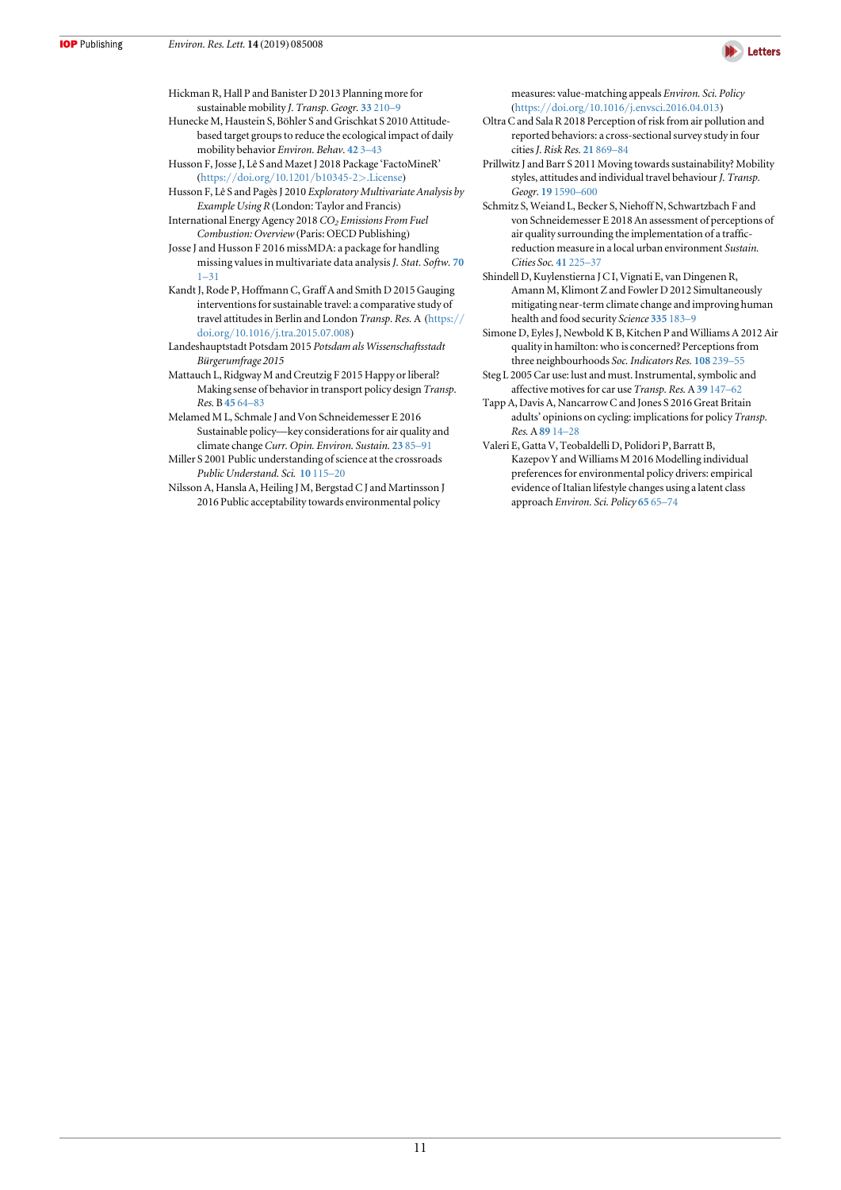Hickman R, Hall P and Banister D 2013 Planning more for sustainable mobility *J. Transp. Geogr.* **33** 210–9

Hunecke M, Haustein S, Böhler S and Grischkat S 2010 Attitude-based target groups to reduce the ecological impact of daily mobility behavior *Environ. Behav.* **42** 3–43

Husson F, Josse J, Lê S and Mazet J 2018 Package 'FactoMineR' (https://doi.org/10.1201/b10345-2>.License)

Husson F, Lê S and Pagès J 2010 *Exploratory Multivariate Analysis by Example Using R* (London: Taylor and Francis)

International Energy Agency 2018 *$CO_2$ Emissions From Fuel Combustion: Overview* (Paris: OECD Publishing)

Josse J and Husson F 2016 missMDA: a package for handling missing values in multivariate data analysis *J. Stat. Softw.* **70** 1–31

Kandt J, Rode P, Hoffmann C, Graff A and Smith D 2015 Gauging interventions for sustainable travel: a comparative study of travel attitudes in Berlin and London *Transp. Res.* A (https://doi.org/10.1016/j.tra.2015.07.008)

Landeshauptstadt Potsdam 2015 *Potsdam als Wissenschaftsstadt Bürgerumfrage 2015*

Mattauch L, Ridgway M and Creutzig F 2015 Happy or liberal? Making sense of behavior in transport policy design *Transp. Res.* B **45** 64–83

Melamed M L, Schmale J and Von Schneidemesser E 2016 Sustainable policy—key considerations for air quality and climate change *Curr. Opin. Environ. Sustain.* **23** 85–91

Miller S 2001 Public understanding of science at the crossroads *Public Understand. Sci.* **10** 115–20

Nilsson A, Hansla A, Heiling J M, Bergstad C J and Martinsson J 2016 Public acceptability towards environmental policy measures: value-matching appeals *Environ. Sci. Policy* (https://doi.org/10.1016/j.envsci.2016.04.013)

Oltra C and Sala R 2018 Perception of risk from air pollution and reported behaviors: a cross-sectional survey study in four cities *J. Risk Res.* **21** 869–84

Prillwitz J and Barr S 2011 Moving towards sustainability? Mobility styles, attitudes and individual travel behaviour *J. Transp. Geogr.* **19** 1590–600

Schmitz S, Weiand L, Becker S, Niehoff N, Schwartzbach F and von Schneidemesser E 2018 An assessment of perceptions of air quality surrounding the implementation of a traffic-reduction measure in a local urban environment *Sustain. Cities Soc.* **41** 225–37

Shindell D, Kuylenstierna J C I, Vignati E, van Dingenen R, Amann M, Klimont Z and Fowler D 2012 Simultaneously mitigating near-term climate change and improving human health and food security *Science* **335** 183–9

Simone D, Eyles J, Newbold K B, Kitchen P and Williams A 2012 Air quality in hamilton: who is concerned? Perceptions from three neighbourhoods *Soc. Indicators Res.* **108** 239–55

Steg L 2005 Car use: lust and must. Instrumental, symbolic and affective motives for car use *Transp. Res.* A **39** 147–62

Tapp A, Davis A, Nancarrow C and Jones S 2016 Great Britain adults' opinions on cycling: implications for policy *Transp. Res.* A **89** 14–28

Valeri E, Gatta V, Teobaldelli D, Polidori P, Barratt B, Kazepov Y and Williams M 2016 Modelling individual preferences for environmental policy drivers: empirical evidence of Italian lifestyle changes using a latent class approach *Environ. Sci. Policy* **65** 65–74